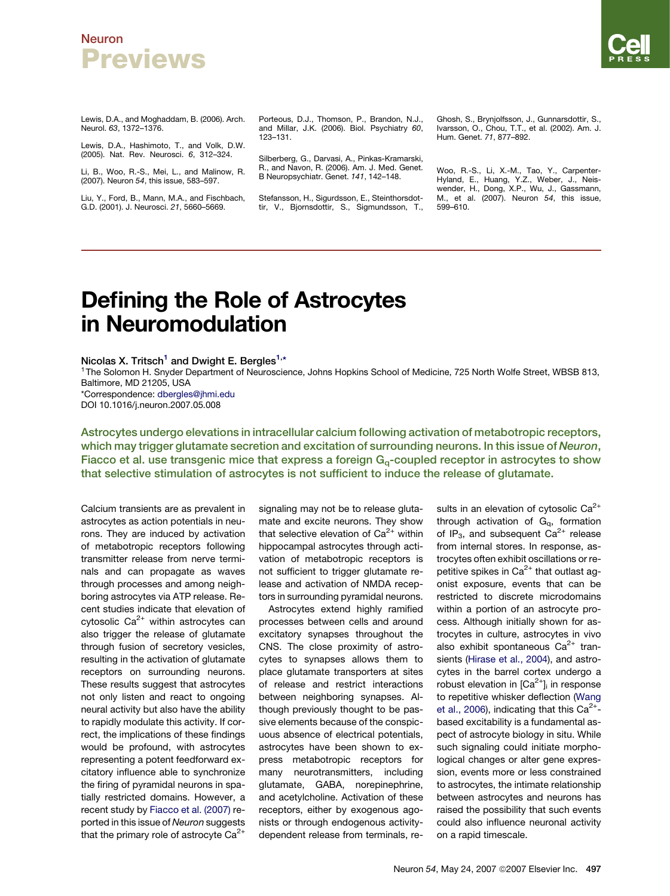Lewis, D.A., and Moghaddam, B. (2006). Arch. Neurol. 63, 1372–1376.

Lewis, D.A., Hashimoto, T., and Volk, D.W. (2005). Nat. Rev. Neurosci. 6, 312–324.

Li, B., Woo, R.-S., Mei, L., and Malinow, R. (2007). Neuron 54, this issue, 583–597.

Liu, Y., Ford, B., Mann, M.A., and Fischbach, G.D. (2001). J. Neurosci. 21, 5660–5669.

Porteous, D.J., Thomson, P., Brandon, N.J., and Millar, J.K. (2006). Biol. Psychiatry 60, 123–131.

Silberberg, G., Darvasi, A., Pinkas-Kramarski, R., and Navon, R. (2006). Am. J. Med. Genet. B Neuropsychiatr. Genet. 141, 142–148.

Stefansson, H., Sigurdsson, E., Steinthorsdottir, V., Bjornsdottir, S., Sigmundsson, T., Ghosh, S., Brynjolfsson, J., Gunnarsdottir, S., Ivarsson, O., Chou, T.T., et al. (2002). Am. J. Hum. Genet. 71, 877–892.

Woo, R.-S., Li, X.-M., Tao, Y., Carpenter-Hyland, E., Huang, Y.Z., Weber, J., Neiswender, H., Dong, X.P., Wu, J., Gassmann, M., et al. (2007). Neuron 54, this issue, 599–610.

# Defining the Role of Astrocytes in Neuromodulation

**Nicolas X. Tritsch[1] and Dwight E. Bergles[1,*]**

[1]The Solomon H. Snyder Department of Neuroscience, Johns Hopkins School of Medicine, 725 North Wolfe Street, WBSB 813, Baltimore, MD 21205, USA

*Correspondence: dbergles@jhmi.edu

DOI 10.1016/j.neuron.2007.05.008

**Astrocytes undergo elevations in intracellular calcium following activation of metabotropic receptors, which may trigger glutamate secretion and excitation of surrounding neurons. In this issue of *Neuron*, Fiacco et al. use transgenic mice that express a foreign $G_q$-coupled receptor in astrocytes to show that selective stimulation of astrocytes is not sufficient to induce the release of glutamate.**

Calcium transients are as prevalent in astrocytes as action potentials in neurons. They are induced by activation of metabotropic receptors following transmitter release from nerve terminals and can propagate as waves through processes and among neighboring astrocytes via ATP release. Recent studies indicate that elevation of cytosolic $Ca^{2+}$ within astrocytes can also trigger the release of glutamate through fusion of secretory vesicles, resulting in the activation of glutamate receptors on surrounding neurons. These results suggest that astrocytes not only listen and react to ongoing neural activity but also have the ability to rapidly modulate this activity. If correct, the implications of these findings would be profound, with astrocytes representing a potent feedforward excitatory influence able to synchronize the firing of pyramidal neurons in spatially restricted domains. However, a recent study by Fiacco et al. (2007) reported in this issue of *Neuron* suggests that the primary role of astrocyte $Ca^{2+}$ signaling may not be to release glutamate and excite neurons. They show that selective elevation of $Ca^{2+}$ within hippocampal astrocytes through activation of metabotropic receptors is not sufficient to trigger glutamate release and activation of NMDA receptors in surrounding pyramidal neurons.

Astrocytes extend highly ramified processes between cells and around excitatory synapses throughout the CNS. The close proximity of astrocytes to synapses allows them to place glutamate transporters at sites of release and restrict interactions between neighboring synapses. Although previously thought to be passive elements because of the conspicuous absence of electrical potentials, astrocytes have been shown to express metabotropic receptors for many neurotransmitters, including glutamate, GABA, norepinephrine, and acetylcholine. Activation of these receptors, either by exogenous agonists or through endogenous activity-dependent release from terminals, results in an elevation of cytosolic $Ca^{2+}$ through activation of $G_q$, formation of $IP_3$, and subsequent $Ca^{2+}$ release from internal stores. In response, astrocytes often exhibit oscillations or repetitive spikes in $Ca^{2+}$ that outlast agonist exposure, events that can be restricted to discrete microdomains within a portion of an astrocyte process. Although initially shown for astrocytes in culture, astrocytes in vivo also exhibit spontaneous $Ca^{2+}$ transients (Hirase et al., 2004), and astrocytes in the barrel cortex undergo a robust elevation in $[Ca^{2+}]_i$ in response to repetitive whisker deflection (Wang et al., 2006), indicating that this $Ca^{2+}$-based excitability is a fundamental aspect of astrocyte biology in situ. While such signaling could initiate morphological changes or alter gene expression, events more or less constrained to astrocytes, the intimate relationship between astrocytes and neurons has raised the possibility that such events could also influence neuronal activity on a rapid timescale.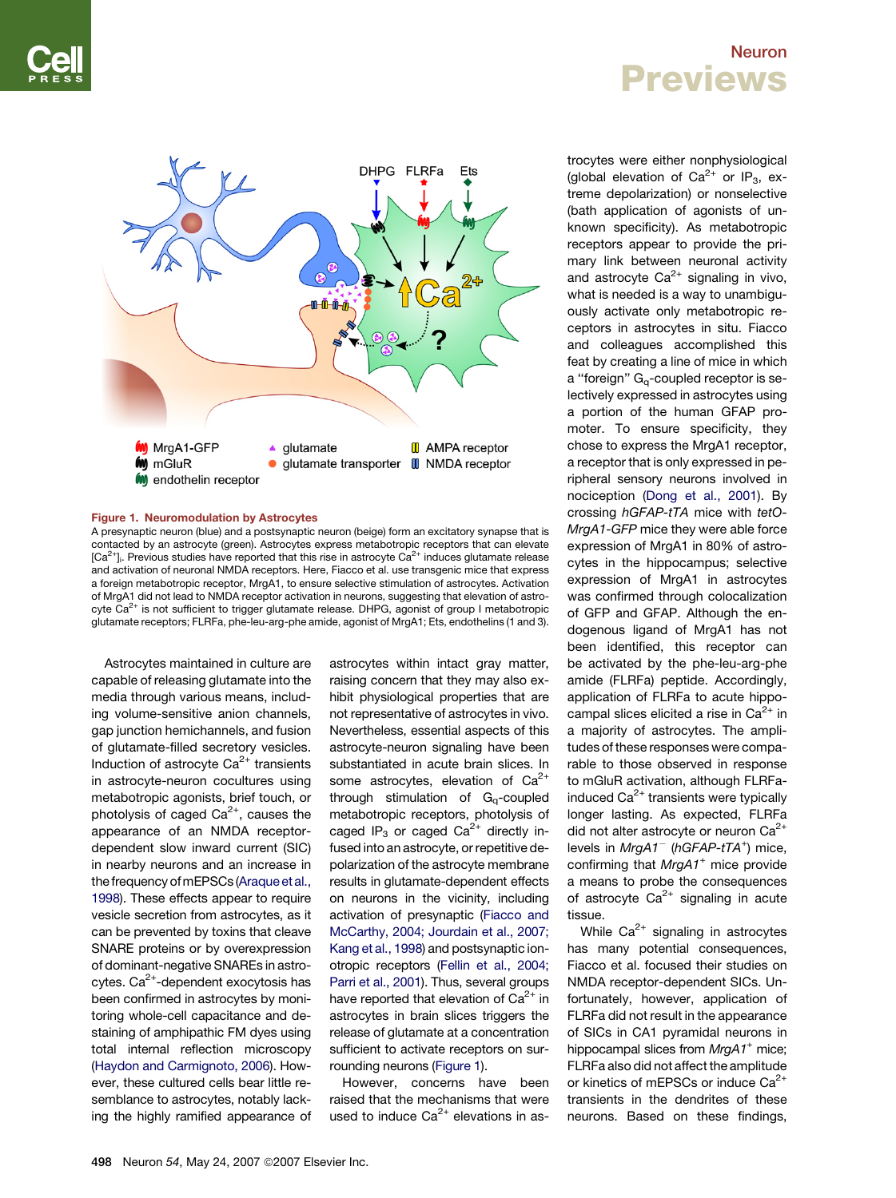Figure 1. Neuromodulation by Astrocytes

A presynaptic neuron (blue) and a postsynaptic neuron (beige) form an excitatory synapse that is contacted by an astrocyte (green). Astrocytes express metabotropic receptors that can elevate $[Ca^{2+}]_i$. Previous studies have reported that this rise in astrocyte $Ca^{2+}$ induces glutamate release and activation of neuronal NMDA receptors. Here, Fiacco et al. use transgenic mice that express a foreign metabotropic receptor, MrgA1, to ensure selective stimulation of astrocytes. Activation of MrgA1 did not lead to NMDA receptor activation in neurons, suggesting that elevation of astrocyte $Ca^{2+}$ is not sufficient to trigger glutamate release. DHPG, agonist of group I metabotropic glutamate receptors; FLRFa, phe-leu-arg-phe amide, agonist of MrgA1; Ets, endothelins (1 and 3).

Astrocytes maintained in culture are capable of releasing glutamate into the media through various means, including volume-sensitive anion channels, gap junction hemichannels, and fusion of glutamate-filled secretory vesicles. Induction of astrocyte $Ca^{2+}$ transients in astrocyte-neuron cocultures using metabotropic agonists, brief touch, or photolysis of caged $Ca^{2+}$, causes the appearance of an NMDA receptor-dependent slow inward current (SIC) in nearby neurons and an increase in the frequency of mEPSCs (Araque et al., 1998). These effects appear to require vesicle secretion from astrocytes, as it can be prevented by toxins that cleave SNARE proteins or by overexpression of dominant-negative SNAREs in astrocytes. $Ca^{2+}$-dependent exocytosis has been confirmed in astrocytes by monitoring whole-cell capacitance and destaining of amphipathic FM dyes using total internal reflection microscopy (Haydon and Carmignoto, 2006). However, these cultured cells bear little resemblance to astrocytes, notably lacking the highly ramified appearance of astrocytes within intact gray matter, raising concern that they may also exhibit physiological properties that are not representative of astrocytes in vivo. Nevertheless, essential aspects of this astrocyte-neuron signaling have been substantiated in acute brain slices. In some astrocytes, elevation of $Ca^{2+}$ through stimulation of $G_q$-coupled metabotropic receptors, photolysis of caged $IP_3$ or caged $Ca^{2+}$ directly infused into an astrocyte, or repetitive depolarization of the astrocyte membrane results in glutamate-dependent effects on neurons in the vicinity, including activation of presynaptic (Fiacco and McCarthy, 2004; Jourdain et al., 2007; Kang et al., 1998) and postsynaptic ionotropic receptors (Fellin et al., 2004; Parri et al., 2001). Thus, several groups have reported that elevation of $Ca^{2+}$ in astrocytes in brain slices triggers the release of glutamate at a concentration sufficient to activate receptors on surrounding neurons (Figure 1).

However, concerns have been raised that the mechanisms that were used to induce $Ca^{2+}$ elevations in astrocytes were either nonphysiological (global elevation of $Ca^{2+}$ or $IP_3$, extreme depolarization) or nonselective (bath application of agonists of unknown specificity). As metabotropic receptors appear to provide the primary link between neuronal activity and astrocyte $Ca^{2+}$ signaling in vivo, what is needed is a way to unambiguously activate only metabotropic receptors in astrocytes in situ. Fiacco and colleagues accomplished this feat by creating a line of mice in which a "foreign" $G_q$-coupled receptor is selectively expressed in astrocytes using a portion of the human GFAP promoter. To ensure specificity, they chose to express the MrgA1 receptor, a receptor that is only expressed in peripheral sensory neurons involved in nociception (Dong et al., 2001). By crossing *hGFAP-tTA* mice with *tetO-MrgA1-GFP* mice they were able force expression of MrgA1 in 80% of astrocytes in the hippocampus; selective expression of MrgA1 in astrocytes was confirmed through colocalization of GFP and GFAP. Although the endogenous ligand of MrgA1 has not been identified, this receptor can be activated by the phe-leu-arg-phe amide (FLRFa) peptide. Accordingly, application of FLRFa to acute hippocampal slices elicited a rise in $Ca^{2+}$ in a majority of astrocytes. The amplitudes of these responses were comparable to those observed in response to mGluR activation, although FLRFa-induced $Ca^{2+}$ transients were typically longer lasting. As expected, FLRFa did not alter astrocyte or neuron $Ca^{2+}$ levels in *MrgA1*$^-$ (*hGFAP-tTA*$^+$) mice, confirming that *MrgA1*$^+$ mice provide a means to probe the consequences of astrocyte $Ca^{2+}$ signaling in acute tissue.

While $Ca^{2+}$ signaling in astrocytes has many potential consequences, Fiacco et al. focused their studies on NMDA receptor-dependent SICs. Unfortunately, however, application of FLRFa did not result in the appearance of SICs in CA1 pyramidal neurons in hippocampal slices from *MrgA1*$^+$ mice; FLRFa also did not affect the amplitude or kinetics of mEPSCs or induce $Ca^{2+}$ transients in the dendrites of these neurons. Based on these findings,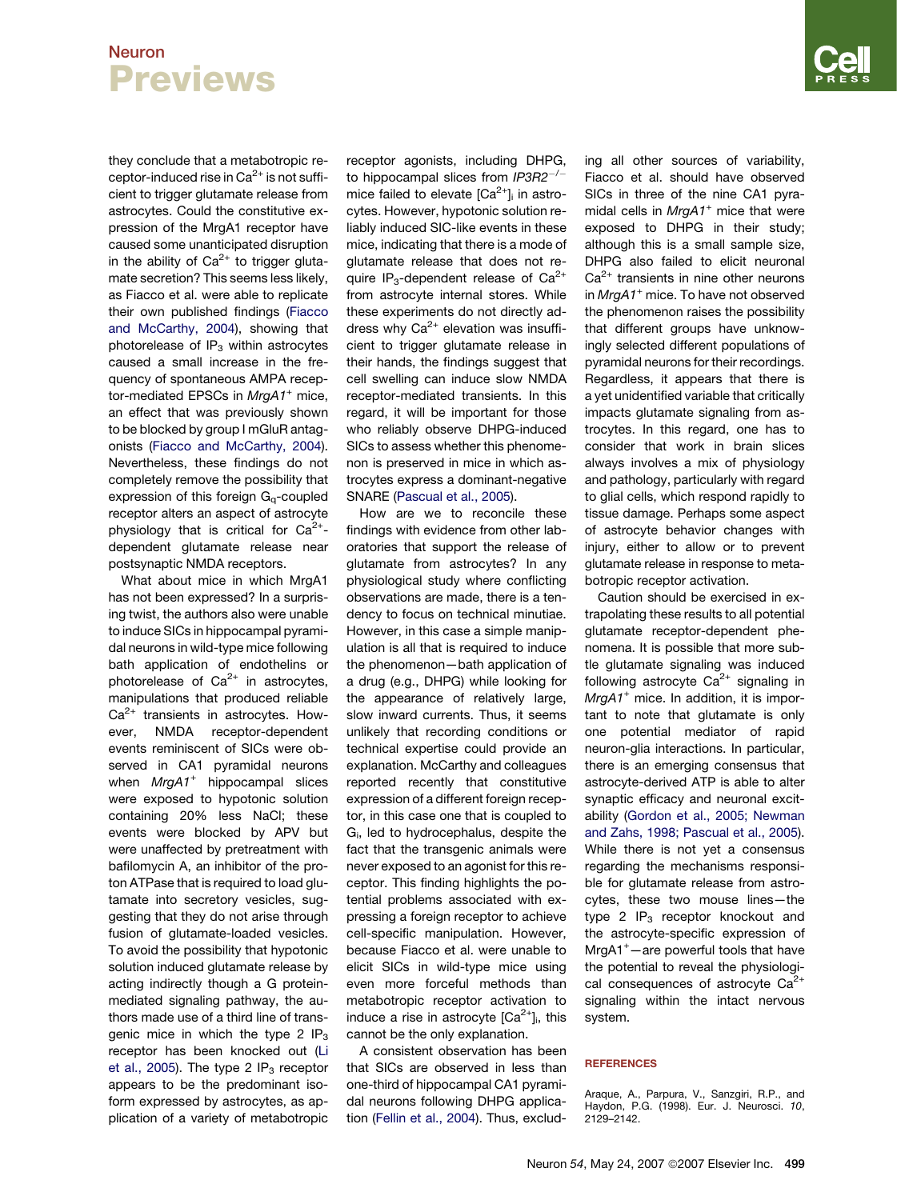they conclude that a metabotropic receptor-induced rise in $Ca^{2+}$ is not sufficient to trigger glutamate release from astrocytes. Could the constitutive expression of the MrgA1 receptor have caused some unanticipated disruption in the ability of $Ca^{2+}$ to trigger glutamate secretion? This seems less likely, as Fiacco et al. were able to replicate their own published findings (Fiacco and McCarthy, 2004), showing that photorelease of $IP_3$ within astrocytes caused a small increase in the frequency of spontaneous AMPA receptor-mediated EPSCs in *MrgA1*$^+$ mice, an effect that was previously shown to be blocked by group I mGluR antagonists (Fiacco and McCarthy, 2004). Nevertheless, these findings do not completely remove the possibility that expression of this foreign $G_q$-coupled receptor alters an aspect of astrocyte physiology that is critical for $Ca^{2+}$-dependent glutamate release near postsynaptic NMDA receptors.

What about mice in which MrgA1 has not been expressed? In a surprising twist, the authors also were unable to induce SICs in hippocampal pyramidal neurons in wild-type mice following bath application of endothelins or photorelease of $Ca^{2+}$ in astrocytes, manipulations that produced reliable $Ca^{2+}$ transients in astrocytes. However, NMDA receptor-dependent events reminiscent of SICs were observed in CA1 pyramidal neurons when *MrgA1*$^+$ hippocampal slices were exposed to hypotonic solution containing 20% less NaCl; these events were blocked by APV but were unaffected by pretreatment with bafilomycin A, an inhibitor of the proton ATPase that is required to load glutamate into secretory vesicles, suggesting that they do not arise through fusion of glutamate-loaded vesicles. To avoid the possibility that hypotonic solution induced glutamate release by acting indirectly though a G protein-mediated signaling pathway, the authors made use of a third line of transgenic mice in which the type 2 $IP_3$ receptor has been knocked out (Li et al., 2005). The type 2 $IP_3$ receptor appears to be the predominant isoform expressed by astrocytes, as application of a variety of metabotropic receptor agonists, including DHPG, to hippocampal slices from *IP3R2*$^{-/-}$ mice failed to elevate $[Ca^{2+}]_i$ in astrocytes. However, hypotonic solution reliably induced SIC-like events in these mice, indicating that there is a mode of glutamate release that does not require $IP_3$-dependent release of $Ca^{2+}$ from astrocyte internal stores. While these experiments do not directly address why $Ca^{2+}$ elevation was insufficient to trigger glutamate release in their hands, the findings suggest that cell swelling can induce slow NMDA receptor-mediated transients. In this regard, it will be important for those who reliably observe DHPG-induced SICs to assess whether this phenomenon is preserved in mice in which astrocytes express a dominant-negative SNARE (Pascual et al., 2005).

How are we to reconcile these findings with evidence from other laboratories that support the release of glutamate from astrocytes? In any physiological study where conflicting observations are made, there is a tendency to focus on technical minutiae. However, in this case a simple manipulation is all that is required to induce the phenomenon—bath application of a drug (e.g., DHPG) while looking for the appearance of relatively large, slow inward currents. Thus, it seems unlikely that recording conditions or technical expertise could provide an explanation. McCarthy and colleagues reported recently that constitutive expression of a different foreign receptor, in this case one that is coupled to $G_i$, led to hydrocephalus, despite the fact that the transgenic animals were never exposed to an agonist for this receptor. This finding highlights the potential problems associated with expressing a foreign receptor to achieve cell-specific manipulation. However, because Fiacco et al. were unable to elicit SICs in wild-type mice using even more forceful methods than metabotropic receptor activation to induce a rise in astrocyte $[Ca^{2+}]_i$, this cannot be the only explanation.

A consistent observation has been that SICs are observed in less than one-third of hippocampal CA1 pyramidal neurons following DHPG application (Fellin et al., 2004). Thus, excluding all other sources of variability, Fiacco et al. should have observed SICs in three of the nine CA1 pyramidal cells in *MrgA1*$^+$ mice that were exposed to DHPG in their study; although this is a small sample size, DHPG also failed to elicit neuronal $Ca^{2+}$ transients in nine other neurons in *MrgA1*$^+$ mice. To have not observed the phenomenon raises the possibility that different groups have unknowingly selected different populations of pyramidal neurons for their recordings. Regardless, it appears that there is a yet unidentified variable that critically impacts glutamate signaling from astrocytes. In this regard, one has to consider that work in brain slices always involves a mix of physiology and pathology, particularly with regard to glial cells, which respond rapidly to tissue damage. Perhaps some aspect of astrocyte behavior changes with injury, either to allow or to prevent glutamate release in response to metabotropic receptor activation.

Caution should be exercised in extrapolating these results to all potential glutamate receptor-dependent phenomena. It is possible that more subtle glutamate signaling was induced following astrocyte $Ca^{2+}$ signaling in *MrgA1*$^+$ mice. In addition, it is important to note that glutamate is only one potential mediator of rapid neuron-glia interactions. In particular, there is an emerging consensus that astrocyte-derived ATP is able to alter synaptic efficacy and neuronal excitability (Gordon et al., 2005; Newman and Zahs, 1998; Pascual et al., 2005). While there is not yet a consensus regarding the mechanisms responsible for glutamate release from astrocytes, these two mouse lines—the type 2 $IP_3$ receptor knockout and the astrocyte-specific expression of MrgA1$^+$—are powerful tools that have the potential to reveal the physiological consequences of astrocyte $Ca^{2+}$ signaling within the intact nervous system.

## REFERENCES

Araque, A., Parpura, V., Sanzgiri, R.P., and Haydon, P.G. (1998). Eur. J. Neurosci. *10*, 2129–2142.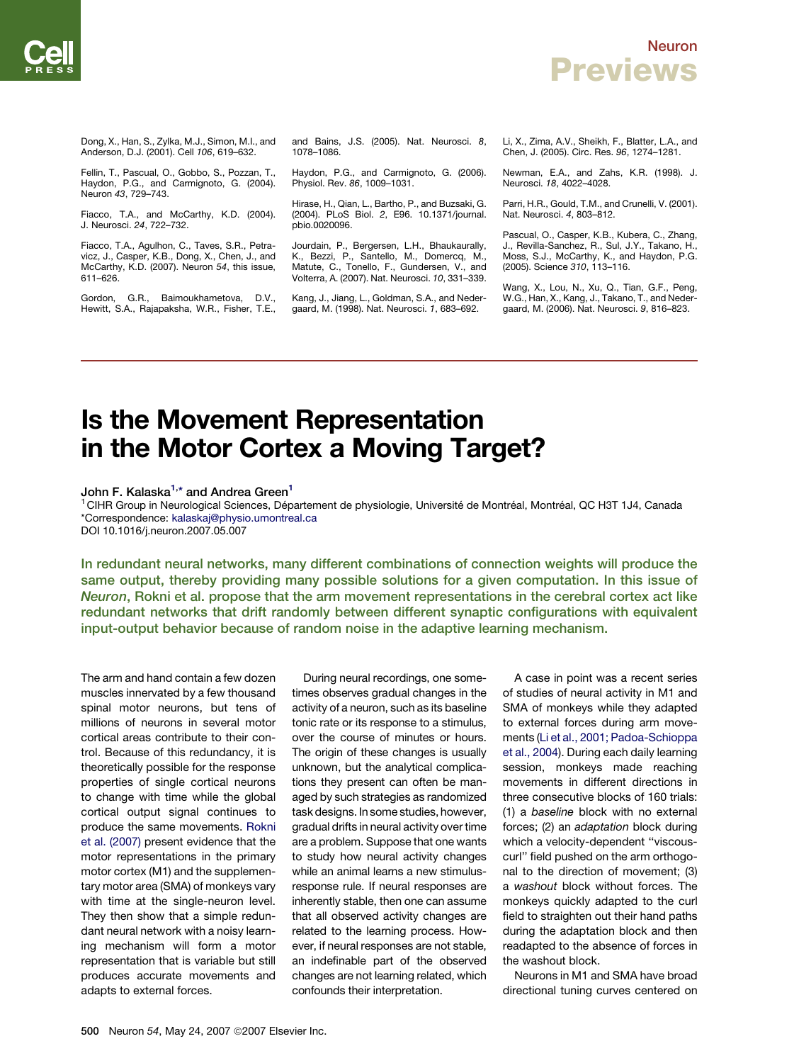Dong, X., Han, S., Zylka, M.J., Simon, M.I., and Anderson, D.J. (2001). Cell *106*, 619–632.

Fellin, T., Pascual, O., Gobbo, S., Pozzan, T., Haydon, P.G., and Carmignoto, G. (2004). Neuron *43*, 729–743.

Fiacco, T.A., and McCarthy, K.D. (2004). J. Neurosci. *24*, 722–732.

Fiacco, T.A., Agulhon, C., Taves, S.R., Petravicz, J., Casper, K.B., Dong, X., Chen, J., and McCarthy, K.D. (2007). Neuron *54*, this issue, 611–626.

Gordon, G.R., Baimoukhametova, D.V., Hewitt, S.A., Rajapaksha, W.R., Fisher, T.E., and Bains, J.S. (2005). Nat. Neurosci. *8*, 1078–1086.

Haydon, P.G., and Carmignoto, G. (2006). Physiol. Rev. *86*, 1009–1031.

Hirase, H., Qian, L., Bartho, P., and Buzsaki, G. (2004). PLoS Biol. *2*, E96. 10.1371/journal.pbio.0020096.

Jourdain, P., Bergersen, L.H., Bhaukaurally, K., Bezzi, P., Santello, M., Domercq, M., Matute, C., Tonello, F., Gundersen, V., and Volterra, A. (2007). Nat. Neurosci. *10*, 331–339.

Kang, J., Jiang, L., Goldman, S.A., and Nedergaard, M. (1998). Nat. Neurosci. *1*, 683–692.

Li, X., Zima, A.V., Sheikh, F., Blatter, L.A., and Chen, J. (2005). Circ. Res. *96*, 1274–1281.

Newman, E.A., and Zahs, K.R. (1998). J. Neurosci. *18*, 4022–4028.

Parri, H.R., Gould, T.M., and Crunelli, V. (2001). Nat. Neurosci. *4*, 803–812.

Pascual, O., Casper, K.B., Kubera, C., Zhang, J., Revilla-Sanchez, R., Sul, J.Y., Takano, H., Moss, S.J., McCarthy, K., and Haydon, P.G. (2005). Science *310*, 113–116.

Wang, X., Lou, N., Xu, Q., Tian, G.F., Peng, W.G., Han, X., Kang, J., Takano, T., and Nedergaard, M. (2006). Nat. Neurosci. *9*, 816–823.

# Is the Movement Representation in the Motor Cortex a Moving Target?

**John F. Kalaska[1,*] and Andrea Green[1]**

[1] CIHR Group in Neurological Sciences, Département de physiologie, Université de Montréal, Montréal, QC H3T 1J4, Canada
*Correspondence: kalaskaj@physio.umontreal.ca
DOI 10.1016/j.neuron.2007.05.007

**In redundant neural networks, many different combinations of connection weights will produce the same output, thereby providing many possible solutions for a given computation. In this issue of *Neuron*, Rokni et al. propose that the arm movement representations in the cerebral cortex act like redundant networks that drift randomly between different synaptic configurations with equivalent input-output behavior because of random noise in the adaptive learning mechanism.**

The arm and hand contain a few dozen muscles innervated by a few thousand spinal motor neurons, but tens of millions of neurons in several motor cortical areas contribute to their control. Because of this redundancy, it is theoretically possible for the response properties of single cortical neurons to change with time while the global cortical output signal continues to produce the same movements. Rokni et al. (2007) present evidence that the motor representations in the primary motor cortex (M1) and the supplementary motor area (SMA) of monkeys vary with time at the single-neuron level. They then show that a simple redundant neural network with a noisy learning mechanism will form a motor representation that is variable but still produces accurate movements and adapts to external forces.

During neural recordings, one sometimes observes gradual changes in the activity of a neuron, such as its baseline tonic rate or its response to a stimulus, over the course of minutes or hours. The origin of these changes is usually unknown, but the analytical complications they present can often be managed by such strategies as randomized task designs. In some studies, however, gradual drifts in neural activity over time are a problem. Suppose that one wants to study how neural activity changes while an animal learns a new stimulus-response rule. If neural responses are inherently stable, then one can assume that all observed activity changes are related to the learning process. However, if neural responses are not stable, an indefinable part of the observed changes are not learning related, which confounds their interpretation.

A case in point was a recent series of studies of neural activity in M1 and SMA of monkeys while they adapted to external forces during arm movements (Li et al., 2001; Padoa-Schioppa et al., 2004). During each daily learning session, monkeys made reaching movements in different directions in three consecutive blocks of 160 trials: (1) a *baseline* block with no external forces; (2) an *adaptation* block during which a velocity-dependent "viscous-curl" field pushed on the arm orthogonal to the direction of movement; (3) a *washout* block without forces. The monkeys quickly adapted to the curl field to straighten out their hand paths during the adaptation block and then readapted to the absence of forces in the washout block.

Neurons in M1 and SMA have broad directional tuning curves centered on